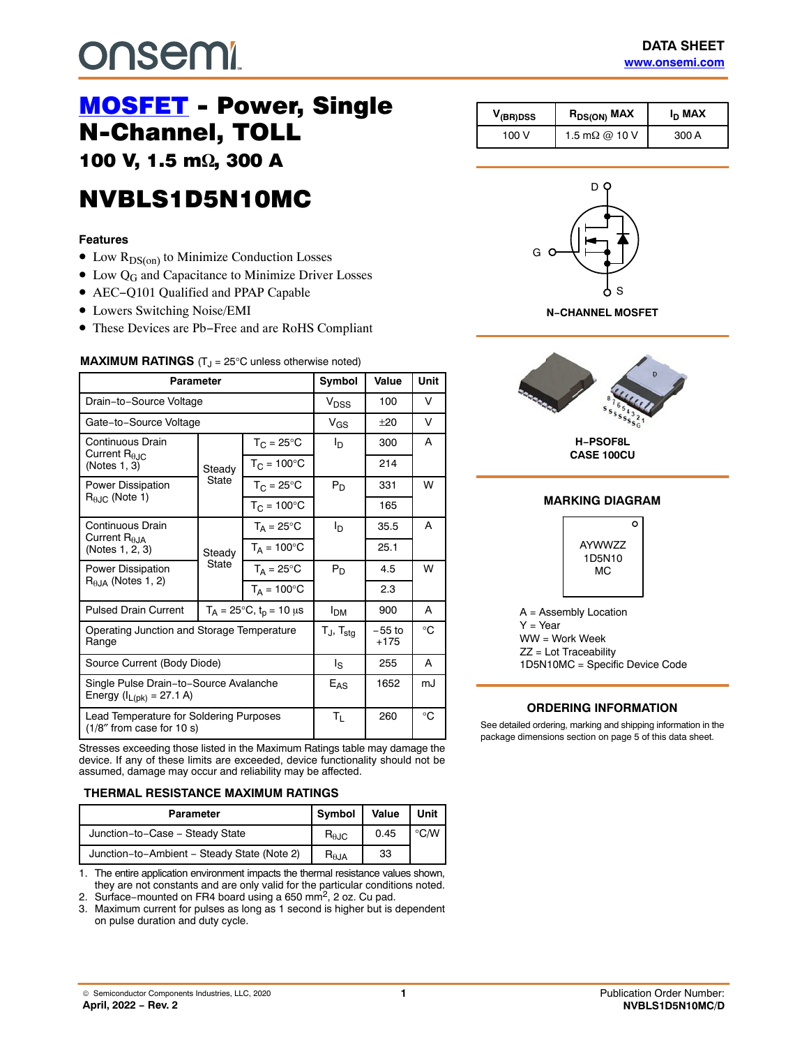onsemi

DATA SHEET
www.onsemi.com

# MOSFET - Power, Single N-Channel, TOLL

## 100 V, 1.5 mΩ, 300 A

# NVBLS1D5N10MC

| $V_{(BR)DSS}$ | $R_{DS(ON)}$ MAX | $I_D$ MAX |
|---|---|---|
| 100 V | 1.5 mΩ @ 10 V | 300 A |

### Features

- Low $R_{DS(on)}$ to Minimize Conduction Losses
- Low $Q_G$ and Capacitance to Minimize Driver Losses
- AEC−Q101 Qualified and PPAP Capable
- Lowers Switching Noise/EMI
- These Devices are Pb−Free and are RoHS Compliant

N−CHANNEL MOSFET

H−PSOF8L
CASE 100CU

### MAXIMUM RATINGS ($T_J$ = 25°C unless otherwise noted)

| Parameter | | | Symbol | Value | Unit |
|---|---|---|---|---|---|
| Drain−to−Source Voltage | | | $V_{DSS}$ | 100 | V |
| Gate−to−Source Voltage | | | $V_{GS}$ | ±20 | V |
| Continuous Drain Current $R_{\theta JC}$ (Notes 1, 3) | Steady State | $T_C$ = 25°C | $I_D$ | 300 | A |
| | | $T_C$ = 100°C | | 214 | |
| Power Dissipation $R_{\theta JC}$ (Note 1) | | $T_C$ = 25°C | $P_D$ | 331 | W |
| | | $T_C$ = 100°C | | 165 | |
| Continuous Drain Current $R_{\theta JA}$ (Notes 1, 2, 3) | Steady State | $T_A$ = 25°C | $I_D$ | 35.5 | A |
| | | $T_A$ = 100°C | | 25.1 | |
| Power Dissipation $R_{\theta JA}$ (Notes 1, 2) | | $T_A$ = 25°C | $P_D$ | 4.5 | W |
| | | $T_A$ = 100°C | | 2.3 | |
| Pulsed Drain Current | $T_A$ = 25°C, $t_p$ = 10 μs | | $I_{DM}$ | 900 | A |
| Operating Junction and Storage Temperature Range | | | $T_J$, $T_{stg}$ | −55 to +175 | °C |
| Source Current (Body Diode) | | | $I_S$ | 255 | A |
| Single Pulse Drain−to−Source Avalanche Energy ($I_{L(pk)}$ = 27.1 A) | | | $E_{AS}$ | 1652 | mJ |
| Lead Temperature for Soldering Purposes (1/8″ from case for 10 s) | | | $T_L$ | 260 | °C |

Stresses exceeding those listed in the Maximum Ratings table may damage the device. If any of these limits are exceeded, device functionality should not be assumed, damage may occur and reliability may be affected.

### THERMAL RESISTANCE MAXIMUM RATINGS

| Parameter | Symbol | Value | Unit |
|---|---|---|---|
| Junction−to−Case − Steady State | $R_{\theta JC}$ | 0.45 | °C/W |
| Junction−to−Ambient − Steady State (Note 2) | $R_{\theta JA}$ | 33 | |

1. The entire application environment impacts the thermal resistance values shown, they are not constants and are only valid for the particular conditions noted.
2. Surface−mounted on FR4 board using a 650 $mm^2$, 2 oz. Cu pad.
3. Maximum current for pulses as long as 1 second is higher but is dependent on pulse duration and duty cycle.

### MARKING DIAGRAM

AYWWZZ
1D5N10
MC

A = Assembly Location
Y = Year
WW = Work Week
ZZ = Lot Traceability
1D5N10MC = Specific Device Code

### ORDERING INFORMATION

See detailed ordering, marking and shipping information in the package dimensions section on page 5 of this data sheet.

© Semiconductor Components Industries, LLC, 2020
April, 2022 − Rev. 2

Publication Order Number:
NVBLS1D5N10MC/D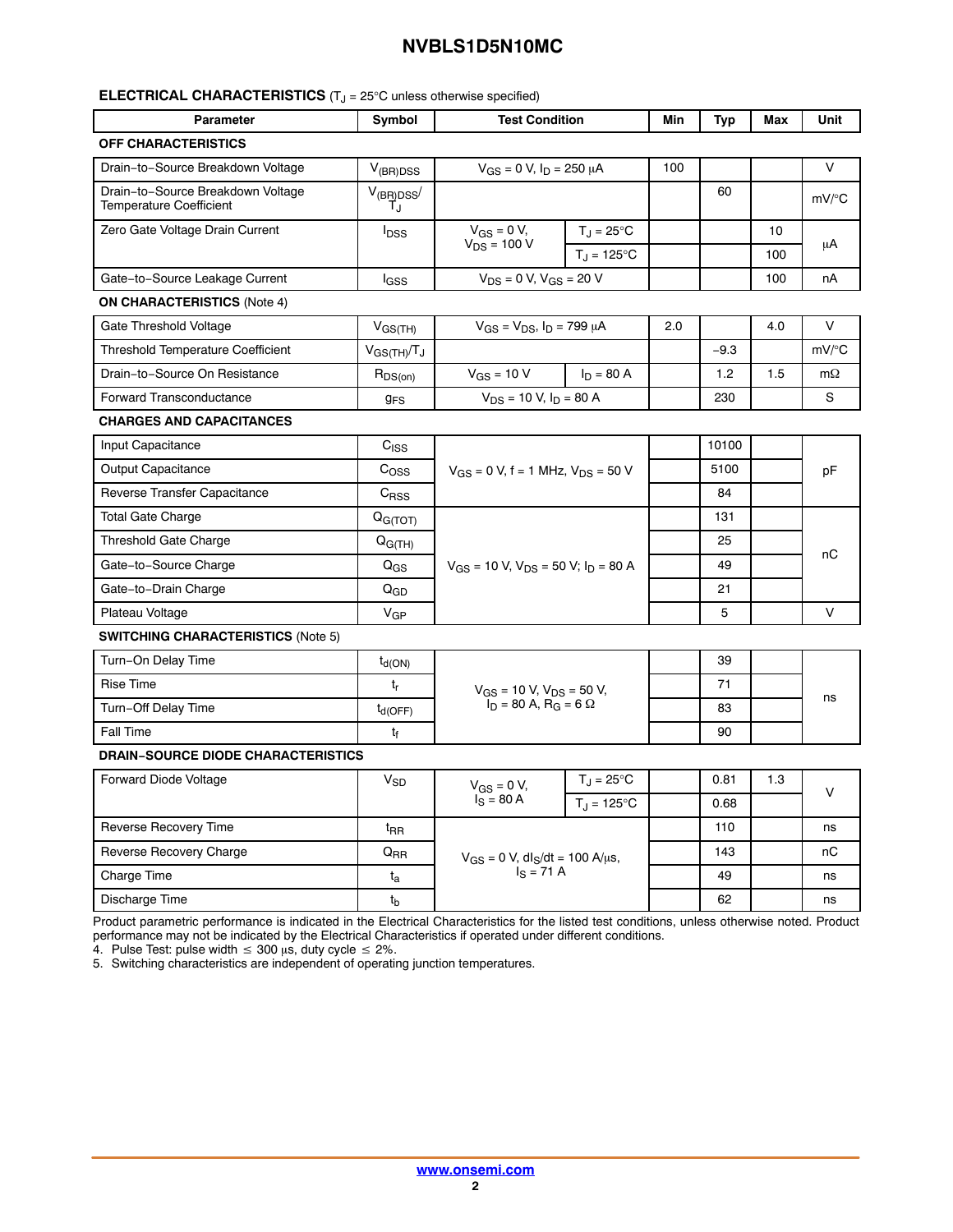## ELECTRICAL CHARACTERISTICS ($T_J$ = 25°C unless otherwise specified)

| Parameter | Symbol | Test Condition | | Min | Typ | Max | Unit |
|---|---|---|---|---|---|---|---|
| **OFF CHARACTERISTICS** | | | | | | | |
| Drain−to−Source Breakdown Voltage | $V_{(BR)DSS}$ | $V_{GS}$ = 0 V, $I_D$ = 250 μA | | 100 | | | V |
| Drain−to−Source Breakdown Voltage Temperature Coefficient | $V_{(BR)DSS}/T_J$ | | | | 60 | | mV/°C |
| Zero Gate Voltage Drain Current | $I_{DSS}$ | $V_{GS}$ = 0 V, $V_{DS}$ = 100 V | $T_J$ = 25°C | | | 10 | μA |
| | | | $T_J$ = 125°C | | | 100 | |
| Gate−to−Source Leakage Current | $I_{GSS}$ | $V_{DS}$ = 0 V, $V_{GS}$ = 20 V | | | | 100 | nA |
| **ON CHARACTERISTICS** (Note 4) | | | | | | | |
| Gate Threshold Voltage | $V_{GS(TH)}$ | $V_{GS}$ = $V_{DS}$, $I_D$ = 799 μA | | 2.0 | | 4.0 | V |
| Threshold Temperature Coefficient | $V_{GS(TH)}/T_J$ | | | | −9.3 | | mV/°C |
| Drain−to−Source On Resistance | $R_{DS(on)}$ | $V_{GS}$ = 10 V | $I_D$ = 80 A | | 1.2 | 1.5 | mΩ |
| Forward Transconductance | $g_{FS}$ | $V_{DS}$ = 10 V, $I_D$ = 80 A | | | 230 | | S |
| **CHARGES AND CAPACITANCES** | | | | | | | |
| Input Capacitance | $C_{ISS}$ | $V_{GS}$ = 0 V, f = 1 MHz, $V_{DS}$ = 50 V | | | 10100 | | pF |
| Output Capacitance | $C_{OSS}$ | | | | 5100 | | |
| Reverse Transfer Capacitance | $C_{RSS}$ | | | | 84 | | |
| Total Gate Charge | $Q_{G(TOT)}$ | $V_{GS}$ = 10 V, $V_{DS}$ = 50 V; $I_D$ = 80 A | | | 131 | | nC |
| Threshold Gate Charge | $Q_{G(TH)}$ | | | | 25 | | |
| Gate−to−Source Charge | $Q_{GS}$ | | | | 49 | | |
| Gate−to−Drain Charge | $Q_{GD}$ | | | | 21 | | |
| Plateau Voltage | $V_{GP}$ | | | | 5 | | V |
| **SWITCHING CHARACTERISTICS** (Note 5) | | | | | | | |
| Turn−On Delay Time | $t_{d(ON)}$ | $V_{GS}$ = 10 V, $V_{DS}$ = 50 V, $I_D$ = 80 A, $R_G$ = 6 Ω | | | 39 | | ns |
| Rise Time | $t_r$ | | | | 71 | | |
| Turn−Off Delay Time | $t_{d(OFF)}$ | | | | 83 | | |
| Fall Time | $t_f$ | | | | 90 | | |
| **DRAIN−SOURCE DIODE CHARACTERISTICS** | | | | | | | |
| Forward Diode Voltage | $V_{SD}$ | $V_{GS}$ = 0 V, $I_S$ = 80 A | $T_J$ = 25°C | | 0.81 | 1.3 | V |
| | | | $T_J$ = 125°C | | 0.68 | | |
| Reverse Recovery Time | $t_{RR}$ | $V_{GS}$ = 0 V, $dI_S/dt$ = 100 A/μs, $I_S$ = 71 A | | | 110 | | ns |
| Reverse Recovery Charge | $Q_{RR}$ | | | | 143 | | nC |
| Charge Time | $t_a$ | | | | 49 | | ns |
| Discharge Time | $t_b$ | | | | 62 | | ns |

Product parametric performance is indicated in the Electrical Characteristics for the listed test conditions, unless otherwise noted. Product performance may not be indicated by the Electrical Characteristics if operated under different conditions.

4. Pulse Test: pulse width ≤ 300 μs, duty cycle ≤ 2%.
5. Switching characteristics are independent of operating junction temperatures.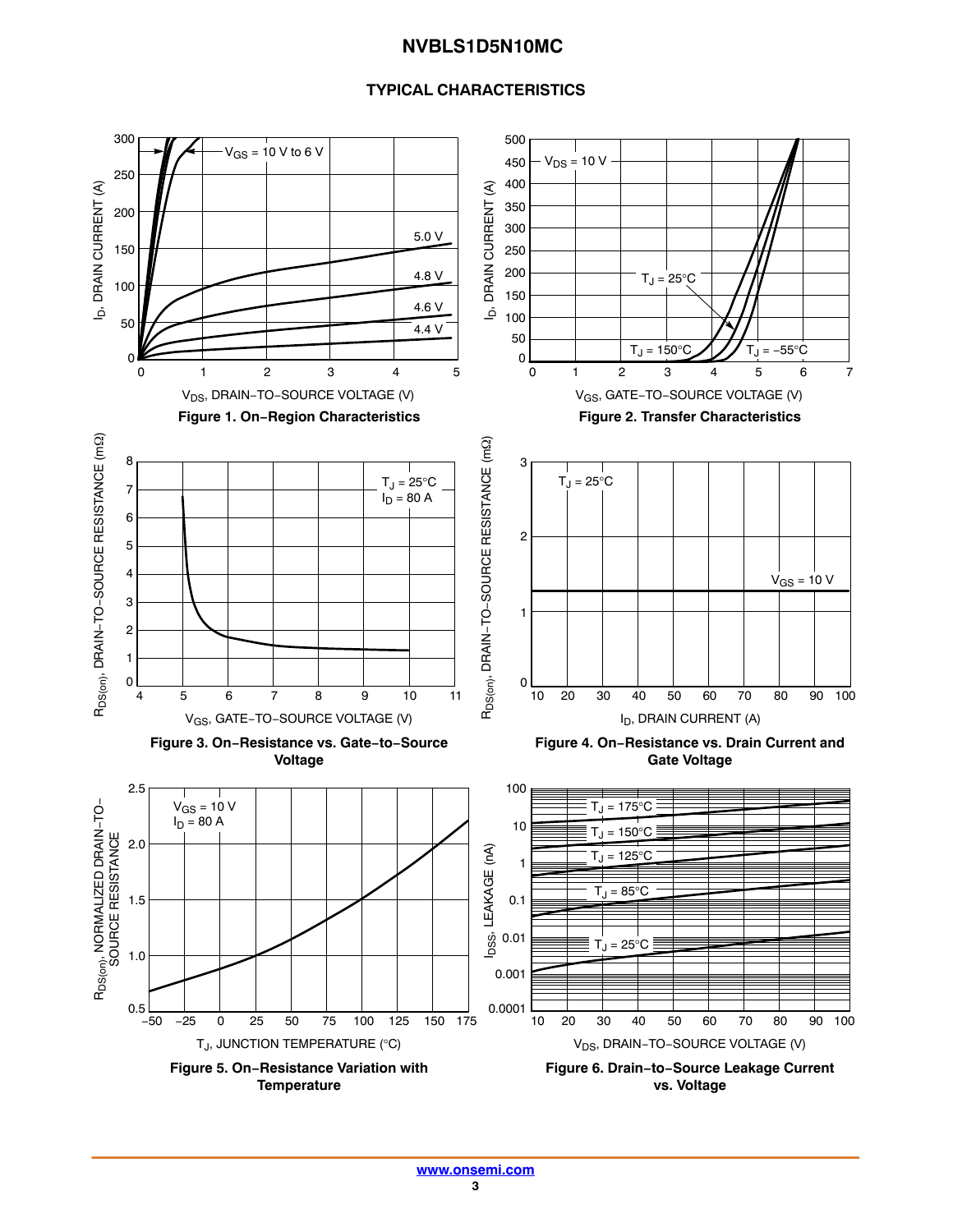## TYPICAL CHARACTERISTICS

Figure 1. On−Region Characteristics

Figure 2. Transfer Characteristics

Figure 3. On−Resistance vs. Gate−to−Source Voltage

Figure 4. On−Resistance vs. Drain Current and Gate Voltage

Figure 5. On−Resistance Variation with Temperature

Figure 6. Drain−to−Source Leakage Current vs. Voltage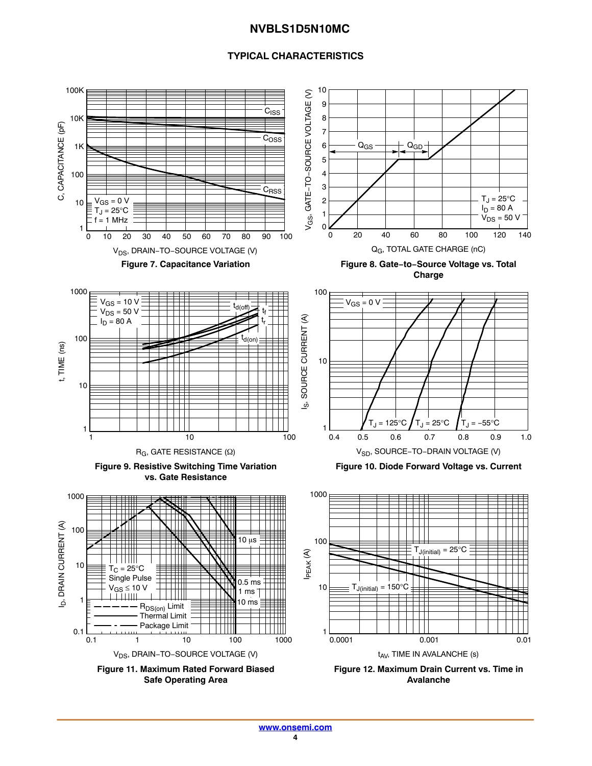## TYPICAL CHARACTERISTICS

Figure 7. Capacitance Variation

Figure 8. Gate−to−Source Voltage vs. Total Charge

Figure 9. Resistive Switching Time Variation vs. Gate Resistance

Figure 10. Diode Forward Voltage vs. Current

Figure 11. Maximum Rated Forward Biased Safe Operating Area

Figure 12. Maximum Drain Current vs. Time in Avalanche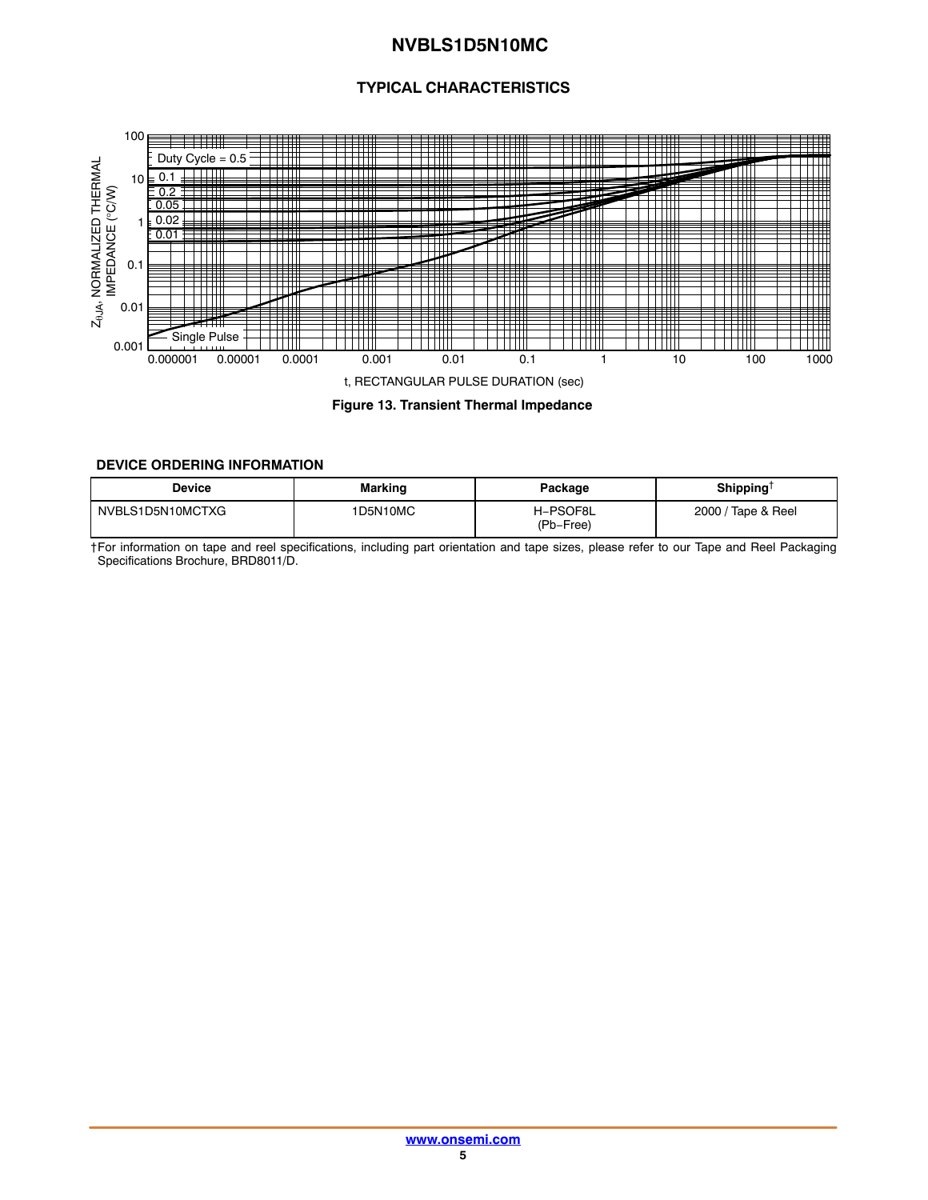## TYPICAL CHARACTERISTICS

**Figure 13. Transient Thermal Impedance**

### DEVICE ORDERING INFORMATION

| Device | Marking | Package | Shipping† |
|---|---|---|---|
| NVBLS1D5N10MCTXG | 1D5N10MC | H−PSOF8L (Pb−Free) | 2000 / Tape & Reel |

†For information on tape and reel specifications, including part orientation and tape sizes, please refer to our Tape and Reel Packaging Specifications Brochure, BRD8011/D.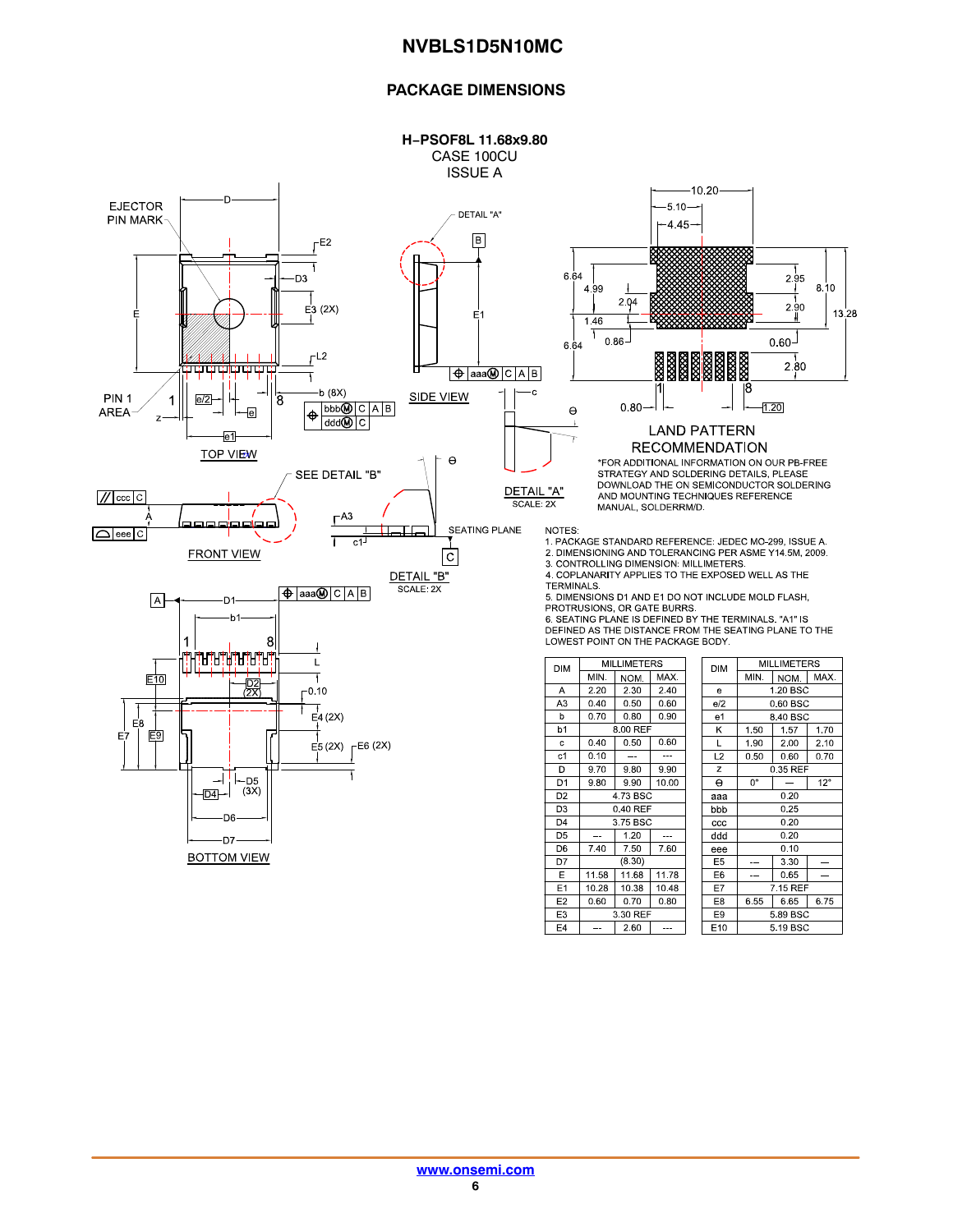## PACKAGE DIMENSIONS

**H−PSOF8L 11.68x9.80**
CASE 100CU
ISSUE A

TOP VIEW

SIDE VIEW

FRONT VIEW

BOTTOM VIEW

DETAIL "A"
SCALE: 2X

DETAIL "B"
SCALE: 2X

LAND PATTERN RECOMMENDATION

*FOR ADDITIONAL INFORMATION ON OUR PB-FREE STRATEGY AND SOLDERING DETAILS, PLEASE DOWNLOAD THE ON SEMICONDUCTOR SOLDERING AND MOUNTING TECHNIQUES REFERENCE MANUAL, SOLDERRM/D.

NOTES:
1. PACKAGE STANDARD REFERENCE: JEDEC MO-299, ISSUE A.
2. DIMENSIONING AND TOLERANCING PER ASME Y14.5M, 2009.
3. CONTROLLING DIMENSION: MILLIMETERS.
4. COPLANARITY APPLIES TO THE EXPOSED WELL AS THE TERMINALS.
5. DIMENSIONS D1 AND E1 DO NOT INCLUDE MOLD FLASH, PROTRUSIONS, OR GATE BURRS.
6. SEATING PLANE IS DEFINED BY THE TERMINALS. "A1" IS DEFINED AS THE DISTANCE FROM THE SEATING PLANE TO THE LOWEST POINT ON THE PACKAGE BODY.

| DIM | MILLIMETERS MIN. | NOM. | MAX. |
|---|---|---|---|
| A | 2.20 | 2.30 | 2.40 |
| A3 | 0.40 | 0.50 | 0.60 |
| b | 0.70 | 0.80 | 0.90 |
| b1 | | 8.00 REF | |
| c | 0.40 | 0.50 | 0.60 |
| c1 | 0.10 | --- | --- |
| D | 9.70 | 9.80 | 9.90 |
| D1 | 9.80 | 9.90 | 10.00 |
| D2 | | 4.73 BSC | |
| D3 | | 0.40 REF | |
| D4 | | 3.75 BSC | |
| D5 | --- | 1.20 | --- |
| D6 | 7.40 | 7.50 | 7.60 |
| D7 | | (8.30) | |
| E | 11.58 | 11.68 | 11.78 |
| E1 | 10.28 | 10.38 | 10.48 |
| E2 | 0.60 | 0.70 | 0.80 |
| E3 | | 3.30 REF | |
| E4 | --- | 2.60 | --- |

| DIM | MILLIMETERS MIN. | NOM. | MAX. |
|---|---|---|---|
| e | | 1.20 BSC | |
| e/2 | | 0.60 BSC | |
| e1 | | 8.40 BSC | |
| K | 1.50 | 1.57 | 1.70 |
| L | 1.90 | 2.00 | 2.10 |
| L2 | 0.50 | 0.60 | 0.70 |
| z | | 0.35 REF | |
| Θ | 0° | --- | 12° |
| aaa | | 0.20 | |
| bbb | | 0.25 | |
| ccc | | 0.20 | |
| ddd | | 0.20 | |
| eee | | 0.10 | |
| E5 | --- | 3.30 | --- |
| E6 | --- | 0.65 | --- |
| E7 | | 7.15 REF | |
| E8 | 6.55 | 6.65 | 6.75 |
| E9 | | 5.89 BSC | |
| E10 | | 5.19 BSC | |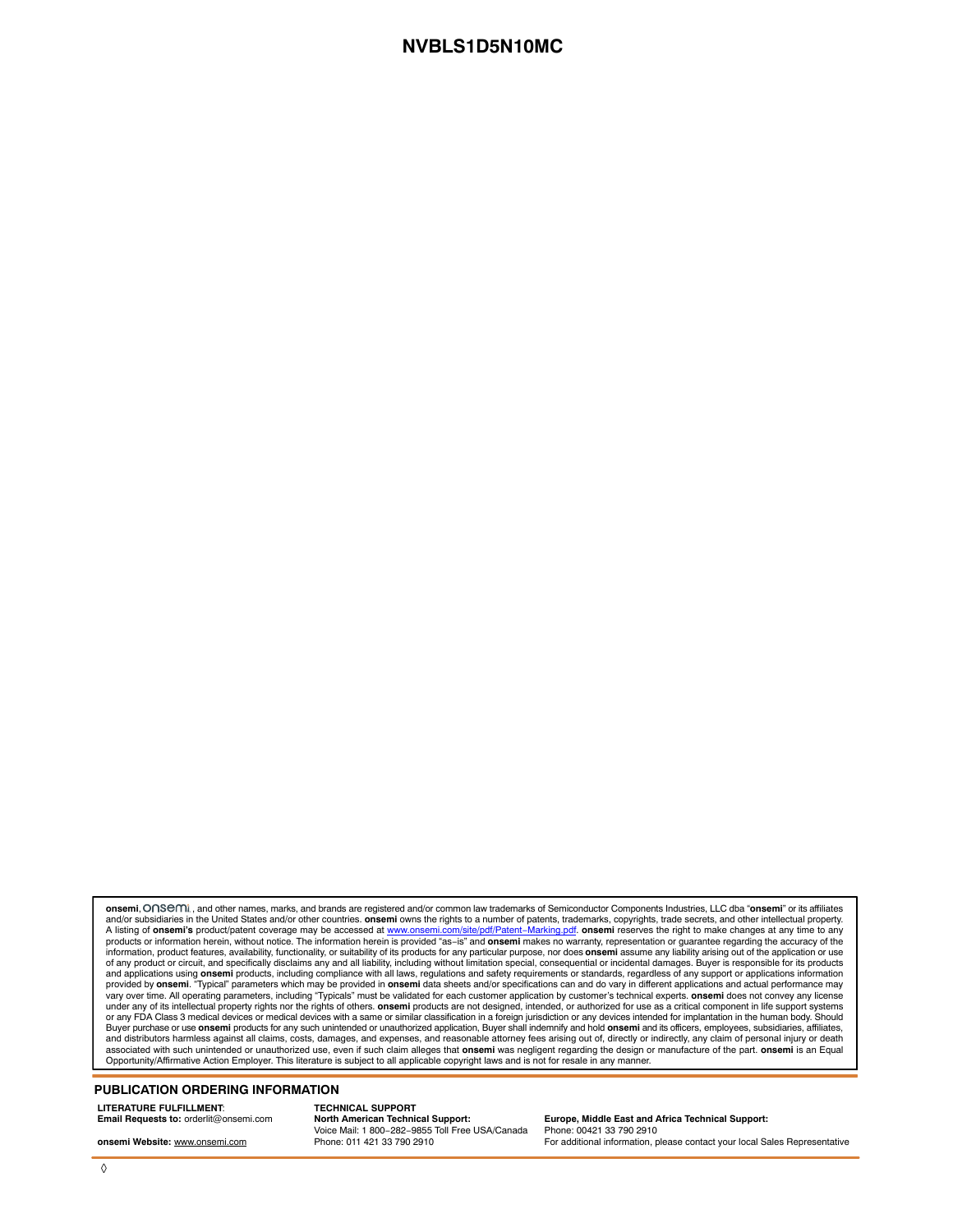**onsemi**, onsemi, and other names, marks, and brands are registered and/or common law trademarks of Semiconductor Components Industries, LLC dba "**onsemi**" or its affiliates and/or subsidiaries in the United States and/or other countries. **onsemi** owns the rights to a number of patents, trademarks, copyrights, trade secrets, and other intellectual property. A listing of **onsemi's** product/patent coverage may be accessed at www.onsemi.com/site/pdf/Patent−Marking.pdf. **onsemi** reserves the right to make changes at any time to any products or information herein, without notice. The information herein is provided "as−is" and **onsemi** makes no warranty, representation or guarantee regarding the accuracy of the information, product features, availability, functionality, or suitability of its products for any particular purpose, nor does **onsemi** assume any liability arising out of the application or use of any product or circuit, and specifically disclaims any and all liability, including without limitation special, consequential or incidental damages. Buyer is responsible for its products and applications using **onsemi** products, including compliance with all laws, regulations and safety requirements or standards, regardless of any support or applications information provided by **onsemi**. "Typical" parameters which may be provided in **onsemi** data sheets and/or specifications can and do vary in different applications and actual performance may vary over time. All operating parameters, including "Typicals" must be validated for each customer application by customer's technical experts. **onsemi** does not convey any license under any of its intellectual property rights nor the rights of others. **onsemi** products are not designed, intended, or authorized for use as a critical component in life support systems or any FDA Class 3 medical devices or medical devices with a same or similar classification in a foreign jurisdiction or any devices intended for implantation in the human body. Should Buyer purchase or use **onsemi** products for any such unintended or unauthorized application, Buyer shall indemnify and hold **onsemi** and its officers, employees, subsidiaries, affiliates, and distributors harmless against all claims, costs, damages, and expenses, and reasonable attorney fees arising out of, directly or indirectly, any claim of personal injury or death associated with such unintended or unauthorized use, even if such claim alleges that **onsemi** was negligent regarding the design or manufacture of the part. **onsemi** is an Equal Opportunity/Affirmative Action Employer. This literature is subject to all applicable copyright laws and is not for resale in any manner.

## PUBLICATION ORDERING INFORMATION

**LITERATURE FULFILLMENT**:
**Email Requests to:** orderlit@onsemi.com

**onsemi Website:** www.onsemi.com

**TECHNICAL SUPPORT**
**North American Technical Support:**
Voice Mail: 1 800−282−9855 Toll Free USA/Canada
Phone: 011 421 33 790 2910

**Europe, Middle East and Africa Technical Support:**
Phone: 00421 33 790 2910
For additional information, please contact your local Sales Representative

◊